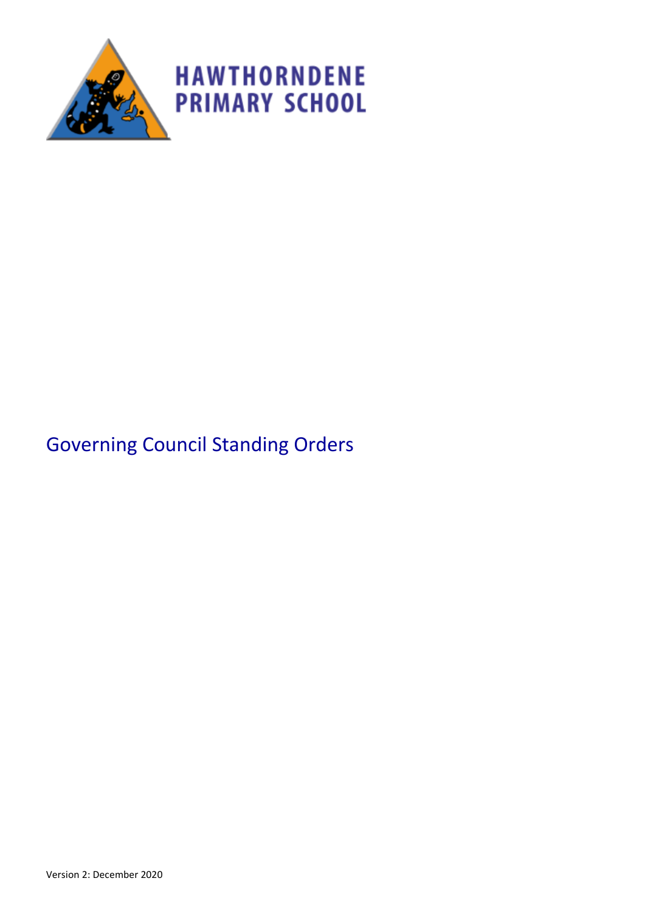HAWTHORNDENE
PRIMARY SCHOOL

# Governing Council Standing Orders

Version 2: December 2020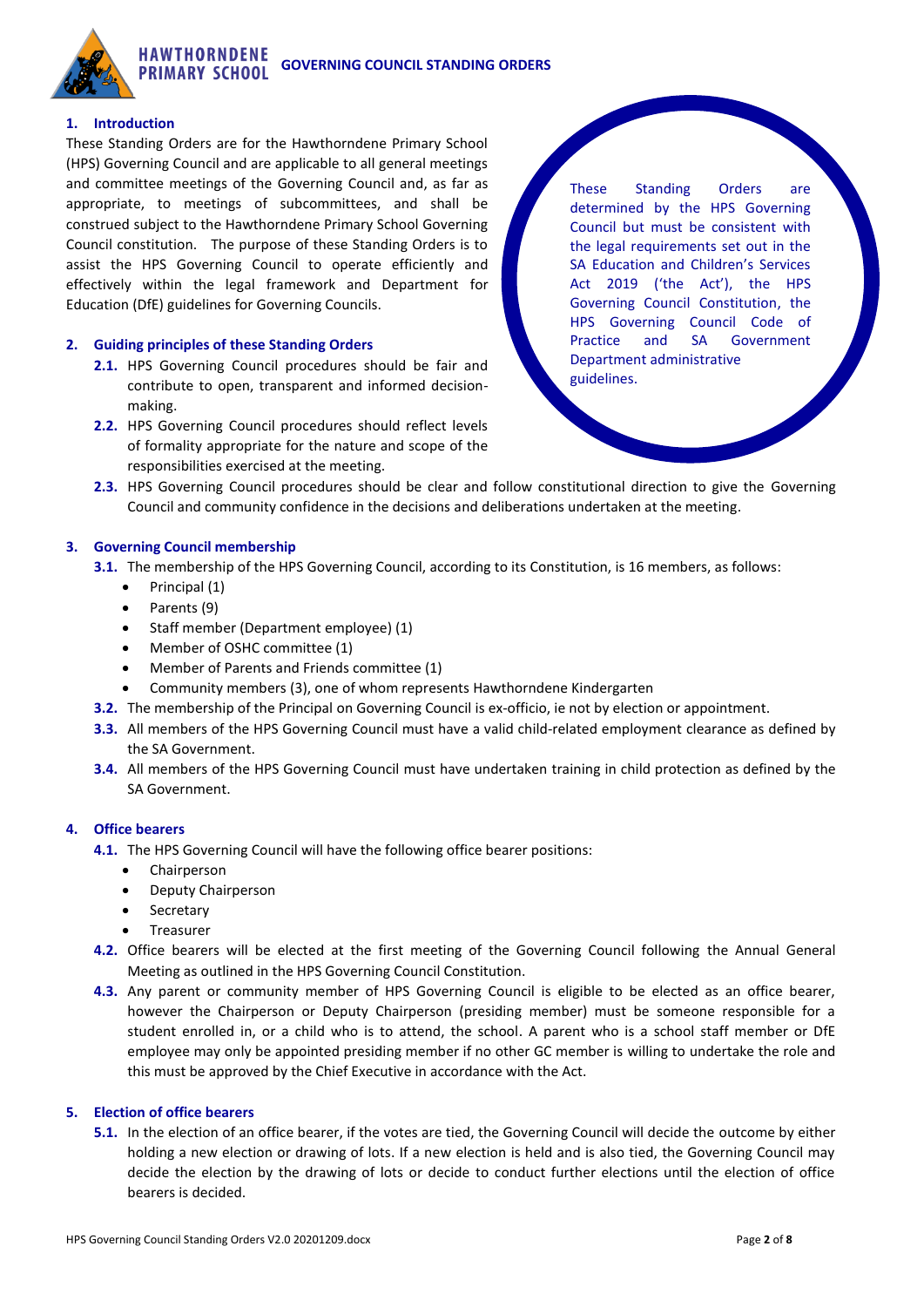## 1. Introduction

These Standing Orders are for the Hawthorndene Primary School (HPS) Governing Council and are applicable to all general meetings and committee meetings of the Governing Council and, as far as appropriate, to meetings of subcommittees, and shall be construed subject to the Hawthorndene Primary School Governing Council constitution. The purpose of these Standing Orders is to assist the HPS Governing Council to operate efficiently and effectively within the legal framework and Department for Education (DfE) guidelines for Governing Councils.

These Standing Orders are determined by the HPS Governing Council but must be consistent with the legal requirements set out in the SA Education and Children's Services Act 2019 ('the Act'), the HPS Governing Council Constitution, the HPS Governing Council Code of Practice and SA Government Department administrative guidelines.

## 2. Guiding principles of these Standing Orders

**2.1.** HPS Governing Council procedures should be fair and contribute to open, transparent and informed decision-making.

**2.2.** HPS Governing Council procedures should reflect levels of formality appropriate for the nature and scope of the responsibilities exercised at the meeting.

**2.3.** HPS Governing Council procedures should be clear and follow constitutional direction to give the Governing Council and community confidence in the decisions and deliberations undertaken at the meeting.

## 3. Governing Council membership

**3.1.** The membership of the HPS Governing Council, according to its Constitution, is 16 members, as follows:

- Principal (1)
- Parents (9)
- Staff member (Department employee) (1)
- Member of OSHC committee (1)
- Member of Parents and Friends committee (1)
- Community members (3), one of whom represents Hawthorndene Kindergarten

**3.2.** The membership of the Principal on Governing Council is ex-officio, ie not by election or appointment.

**3.3.** All members of the HPS Governing Council must have a valid child-related employment clearance as defined by the SA Government.

**3.4.** All members of the HPS Governing Council must have undertaken training in child protection as defined by the SA Government.

## 4. Office bearers

**4.1.** The HPS Governing Council will have the following office bearer positions:

- Chairperson
- Deputy Chairperson
- Secretary
- Treasurer

**4.2.** Office bearers will be elected at the first meeting of the Governing Council following the Annual General Meeting as outlined in the HPS Governing Council Constitution.

**4.3.** Any parent or community member of HPS Governing Council is eligible to be elected as an office bearer, however the Chairperson or Deputy Chairperson (presiding member) must be someone responsible for a student enrolled in, or a child who is to attend, the school. A parent who is a school staff member or DfE employee may only be appointed presiding member if no other GC member is willing to undertake the role and this must be approved by the Chief Executive in accordance with the Act.

## 5. Election of office bearers

**5.1.** In the election of an office bearer, if the votes are tied, the Governing Council will decide the outcome by either holding a new election or drawing of lots. If a new election is held and is also tied, the Governing Council may decide the election by the drawing of lots or decide to conduct further elections until the election of office bearers is decided.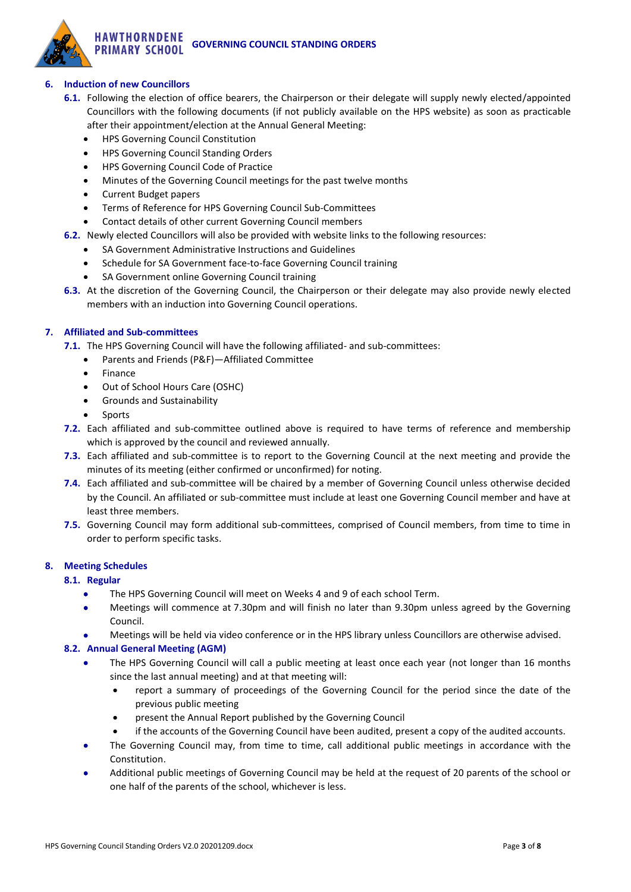## 6. Induction of new Councillors

**6.1.** Following the election of office bearers, the Chairperson or their delegate will supply newly elected/appointed Councillors with the following documents (if not publicly available on the HPS website) as soon as practicable after their appointment/election at the Annual General Meeting:

- HPS Governing Council Constitution
- HPS Governing Council Standing Orders
- HPS Governing Council Code of Practice
- Minutes of the Governing Council meetings for the past twelve months
- Current Budget papers
- Terms of Reference for HPS Governing Council Sub-Committees
- Contact details of other current Governing Council members

**6.2.** Newly elected Councillors will also be provided with website links to the following resources:

- SA Government Administrative Instructions and Guidelines
- Schedule for SA Government face-to-face Governing Council training
- SA Government online Governing Council training

**6.3.** At the discretion of the Governing Council, the Chairperson or their delegate may also provide newly elected members with an induction into Governing Council operations.

## 7. Affiliated and Sub-committees

**7.1.** The HPS Governing Council will have the following affiliated- and sub-committees:

- Parents and Friends (P&F)—Affiliated Committee
- Finance
- Out of School Hours Care (OSHC)
- Grounds and Sustainability
- Sports

**7.2.** Each affiliated and sub-committee outlined above is required to have terms of reference and membership which is approved by the council and reviewed annually.

**7.3.** Each affiliated and sub-committee is to report to the Governing Council at the next meeting and provide the minutes of its meeting (either confirmed or unconfirmed) for noting.

**7.4.** Each affiliated and sub-committee will be chaired by a member of Governing Council unless otherwise decided by the Council. An affiliated or sub-committee must include at least one Governing Council member and have at least three members.

**7.5.** Governing Council may form additional sub-committees, comprised of Council members, from time to time in order to perform specific tasks.

## 8. Meeting Schedules

### 8.1. Regular

- The HPS Governing Council will meet on Weeks 4 and 9 of each school Term.
- Meetings will commence at 7.30pm and will finish no later than 9.30pm unless agreed by the Governing Council.
- Meetings will be held via video conference or in the HPS library unless Councillors are otherwise advised.

### 8.2. Annual General Meeting (AGM)

- The HPS Governing Council will call a public meeting at least once each year (not longer than 16 months since the last annual meeting) and at that meeting will:
  - report a summary of proceedings of the Governing Council for the period since the date of the previous public meeting
  - present the Annual Report published by the Governing Council
  - if the accounts of the Governing Council have been audited, present a copy of the audited accounts.
- The Governing Council may, from time to time, call additional public meetings in accordance with the Constitution.
- Additional public meetings of Governing Council may be held at the request of 20 parents of the school or one half of the parents of the school, whichever is less.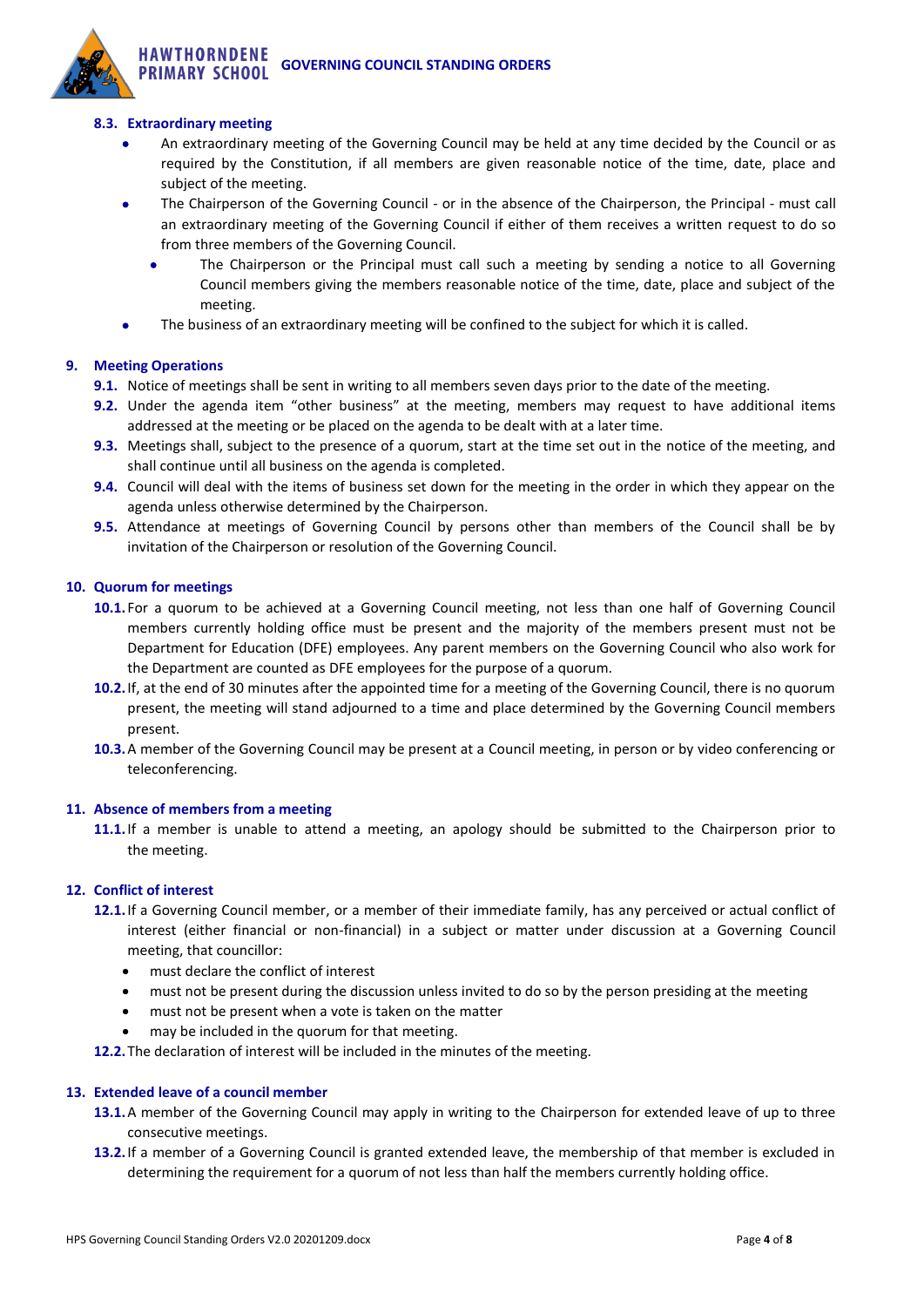### 8.3. Extraordinary meeting

- An extraordinary meeting of the Governing Council may be held at any time decided by the Council or as required by the Constitution, if all members are given reasonable notice of the time, date, place and subject of the meeting.
- The Chairperson of the Governing Council - or in the absence of the Chairperson, the Principal - must call an extraordinary meeting of the Governing Council if either of them receives a written request to do so from three members of the Governing Council.
  - The Chairperson or the Principal must call such a meeting by sending a notice to all Governing Council members giving the members reasonable notice of the time, date, place and subject of the meeting.
- The business of an extraordinary meeting will be confined to the subject for which it is called.

## 9. Meeting Operations

**9.1.** Notice of meetings shall be sent in writing to all members seven days prior to the date of the meeting.

**9.2.** Under the agenda item "other business" at the meeting, members may request to have additional items addressed at the meeting or be placed on the agenda to be dealt with at a later time.

**9.3.** Meetings shall, subject to the presence of a quorum, start at the time set out in the notice of the meeting, and shall continue until all business on the agenda is completed.

**9.4.** Council will deal with the items of business set down for the meeting in the order in which they appear on the agenda unless otherwise determined by the Chairperson.

**9.5.** Attendance at meetings of Governing Council by persons other than members of the Council shall be by invitation of the Chairperson or resolution of the Governing Council.

## 10. Quorum for meetings

**10.1.** For a quorum to be achieved at a Governing Council meeting, not less than one half of Governing Council members currently holding office must be present and the majority of the members present must not be Department for Education (DFE) employees. Any parent members on the Governing Council who also work for the Department are counted as DFE employees for the purpose of a quorum.

**10.2.** If, at the end of 30 minutes after the appointed time for a meeting of the Governing Council, there is no quorum present, the meeting will stand adjourned to a time and place determined by the Governing Council members present.

**10.3.** A member of the Governing Council may be present at a Council meeting, in person or by video conferencing or teleconferencing.

## 11. Absence of members from a meeting

**11.1.** If a member is unable to attend a meeting, an apology should be submitted to the Chairperson prior to the meeting.

## 12. Conflict of interest

**12.1.** If a Governing Council member, or a member of their immediate family, has any perceived or actual conflict of interest (either financial or non-financial) in a subject or matter under discussion at a Governing Council meeting, that councillor:

- must declare the conflict of interest
- must not be present during the discussion unless invited to do so by the person presiding at the meeting
- must not be present when a vote is taken on the matter
- may be included in the quorum for that meeting.

**12.2.** The declaration of interest will be included in the minutes of the meeting.

## 13. Extended leave of a council member

**13.1.** A member of the Governing Council may apply in writing to the Chairperson for extended leave of up to three consecutive meetings.

**13.2.** If a member of a Governing Council is granted extended leave, the membership of that member is excluded in determining the requirement for a quorum of not less than half the members currently holding office.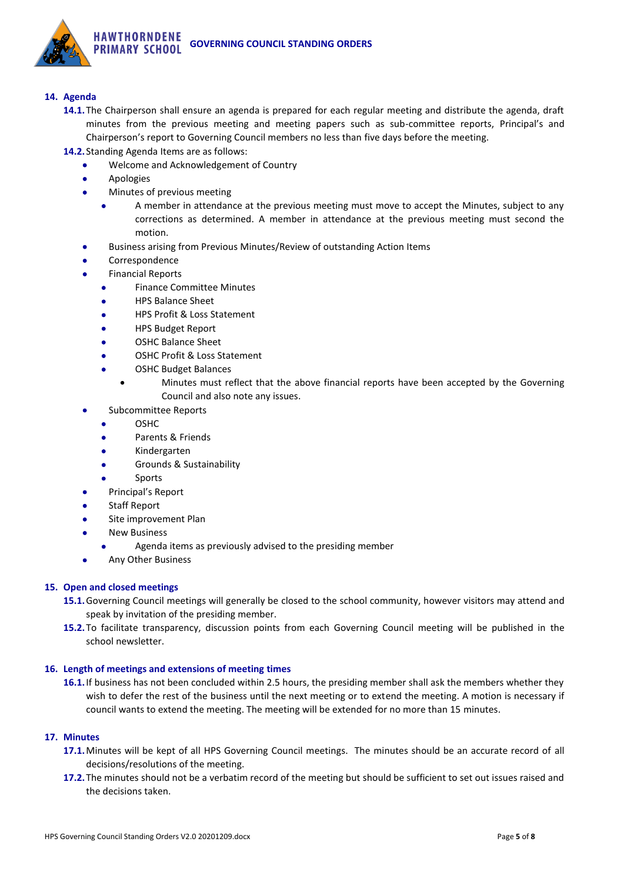## 14. Agenda

**14.1.** The Chairperson shall ensure an agenda is prepared for each regular meeting and distribute the agenda, draft minutes from the previous meeting and meeting papers such as sub-committee reports, Principal's and Chairperson's report to Governing Council members no less than five days before the meeting.

**14.2.** Standing Agenda Items are as follows:

- Welcome and Acknowledgement of Country
- Apologies
- Minutes of previous meeting
  - A member in attendance at the previous meeting must move to accept the Minutes, subject to any corrections as determined. A member in attendance at the previous meeting must second the motion.
- Business arising from Previous Minutes/Review of outstanding Action Items
- Correspondence
- Financial Reports
  - Finance Committee Minutes
  - HPS Balance Sheet
  - HPS Profit & Loss Statement
  - HPS Budget Report
  - OSHC Balance Sheet
  - OSHC Profit & Loss Statement
  - OSHC Budget Balances
    - Minutes must reflect that the above financial reports have been accepted by the Governing Council and also note any issues.
- Subcommittee Reports
  - OSHC
  - Parents & Friends
  - Kindergarten
  - Grounds & Sustainability
  - Sports
- Principal's Report
- Staff Report
- Site improvement Plan
- New Business
  - Agenda items as previously advised to the presiding member
- Any Other Business

## 15. Open and closed meetings

**15.1.** Governing Council meetings will generally be closed to the school community, however visitors may attend and speak by invitation of the presiding member.

**15.2.** To facilitate transparency, discussion points from each Governing Council meeting will be published in the school newsletter.

## 16. Length of meetings and extensions of meeting times

**16.1.** If business has not been concluded within 2.5 hours, the presiding member shall ask the members whether they wish to defer the rest of the business until the next meeting or to extend the meeting. A motion is necessary if council wants to extend the meeting. The meeting will be extended for no more than 15 minutes.

## 17. Minutes

**17.1.** Minutes will be kept of all HPS Governing Council meetings. The minutes should be an accurate record of all decisions/resolutions of the meeting.

**17.2.** The minutes should not be a verbatim record of the meeting but should be sufficient to set out issues raised and the decisions taken.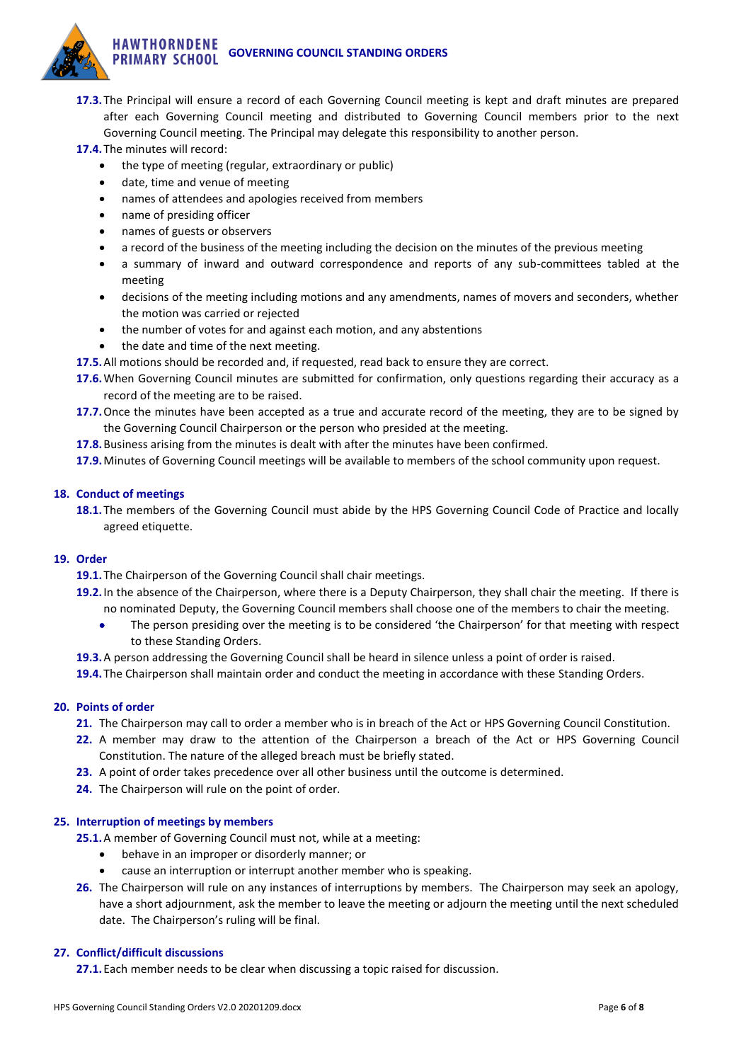**17.3.** The Principal will ensure a record of each Governing Council meeting is kept and draft minutes are prepared after each Governing Council meeting and distributed to Governing Council members prior to the next Governing Council meeting. The Principal may delegate this responsibility to another person.

**17.4.** The minutes will record:

- the type of meeting (regular, extraordinary or public)
- date, time and venue of meeting
- names of attendees and apologies received from members
- name of presiding officer
- names of guests or observers
- a record of the business of the meeting including the decision on the minutes of the previous meeting
- a summary of inward and outward correspondence and reports of any sub-committees tabled at the meeting
- decisions of the meeting including motions and any amendments, names of movers and seconders, whether the motion was carried or rejected
- the number of votes for and against each motion, and any abstentions
- the date and time of the next meeting.

**17.5.** All motions should be recorded and, if requested, read back to ensure they are correct.

**17.6.** When Governing Council minutes are submitted for confirmation, only questions regarding their accuracy as a record of the meeting are to be raised.

**17.7.** Once the minutes have been accepted as a true and accurate record of the meeting, they are to be signed by the Governing Council Chairperson or the person who presided at the meeting.

**17.8.** Business arising from the minutes is dealt with after the minutes have been confirmed.

**17.9.** Minutes of Governing Council meetings will be available to members of the school community upon request.

## 18. Conduct of meetings

**18.1.** The members of the Governing Council must abide by the HPS Governing Council Code of Practice and locally agreed etiquette.

## 19. Order

**19.1.** The Chairperson of the Governing Council shall chair meetings.

**19.2.** In the absence of the Chairperson, where there is a Deputy Chairperson, they shall chair the meeting. If there is no nominated Deputy, the Governing Council members shall choose one of the members to chair the meeting.

- The person presiding over the meeting is to be considered 'the Chairperson' for that meeting with respect to these Standing Orders.

**19.3.** A person addressing the Governing Council shall be heard in silence unless a point of order is raised.

**19.4.** The Chairperson shall maintain order and conduct the meeting in accordance with these Standing Orders.

## 20. Points of order

**21.** The Chairperson may call to order a member who is in breach of the Act or HPS Governing Council Constitution.

**22.** A member may draw to the attention of the Chairperson a breach of the Act or HPS Governing Council Constitution. The nature of the alleged breach must be briefly stated.

**23.** A point of order takes precedence over all other business until the outcome is determined.

**24.** The Chairperson will rule on the point of order.

## 25. Interruption of meetings by members

**25.1.** A member of Governing Council must not, while at a meeting:

- behave in an improper or disorderly manner; or
- cause an interruption or interrupt another member who is speaking.

**26.** The Chairperson will rule on any instances of interruptions by members. The Chairperson may seek an apology, have a short adjournment, ask the member to leave the meeting or adjourn the meeting until the next scheduled date. The Chairperson's ruling will be final.

## 27. Conflict/difficult discussions

**27.1.** Each member needs to be clear when discussing a topic raised for discussion.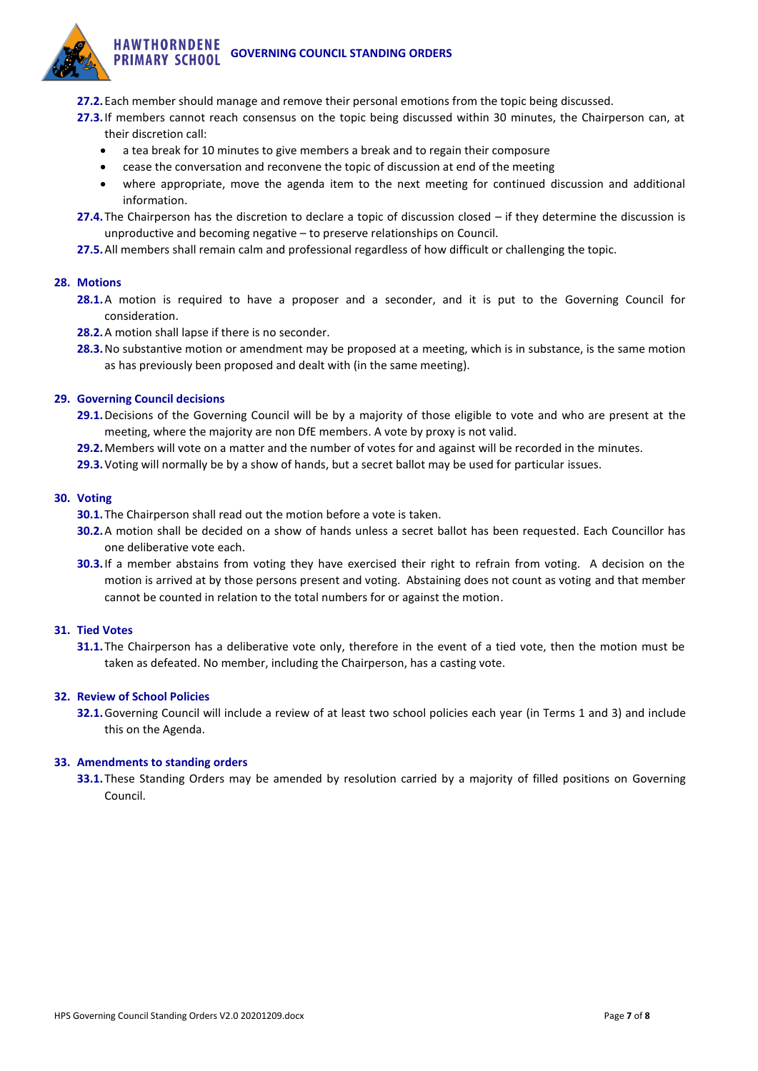27.2. Each member should manage and remove their personal emotions from the topic being discussed.

27.3. If members cannot reach consensus on the topic being discussed within 30 minutes, the Chairperson can, at their discretion call:

- a tea break for 10 minutes to give members a break and to regain their composure
- cease the conversation and reconvene the topic of discussion at end of the meeting
- where appropriate, move the agenda item to the next meeting for continued discussion and additional information.

27.4. The Chairperson has the discretion to declare a topic of discussion closed – if they determine the discussion is unproductive and becoming negative – to preserve relationships on Council.

27.5. All members shall remain calm and professional regardless of how difficult or challenging the topic.

## 28. Motions

28.1. A motion is required to have a proposer and a seconder, and it is put to the Governing Council for consideration.

28.2. A motion shall lapse if there is no seconder.

28.3. No substantive motion or amendment may be proposed at a meeting, which is in substance, is the same motion as has previously been proposed and dealt with (in the same meeting).

## 29. Governing Council decisions

29.1. Decisions of the Governing Council will be by a majority of those eligible to vote and who are present at the meeting, where the majority are non DfE members. A vote by proxy is not valid.

29.2. Members will vote on a matter and the number of votes for and against will be recorded in the minutes.

29.3. Voting will normally be by a show of hands, but a secret ballot may be used for particular issues.

## 30. Voting

30.1. The Chairperson shall read out the motion before a vote is taken.

30.2. A motion shall be decided on a show of hands unless a secret ballot has been requested. Each Councillor has one deliberative vote each.

30.3. If a member abstains from voting they have exercised their right to refrain from voting. A decision on the motion is arrived at by those persons present and voting. Abstaining does not count as voting and that member cannot be counted in relation to the total numbers for or against the motion.

## 31. Tied Votes

31.1. The Chairperson has a deliberative vote only, therefore in the event of a tied vote, then the motion must be taken as defeated. No member, including the Chairperson, has a casting vote.

## 32. Review of School Policies

32.1. Governing Council will include a review of at least two school policies each year (in Terms 1 and 3) and include this on the Agenda.

## 33. Amendments to standing orders

33.1. These Standing Orders may be amended by resolution carried by a majority of filled positions on Governing Council.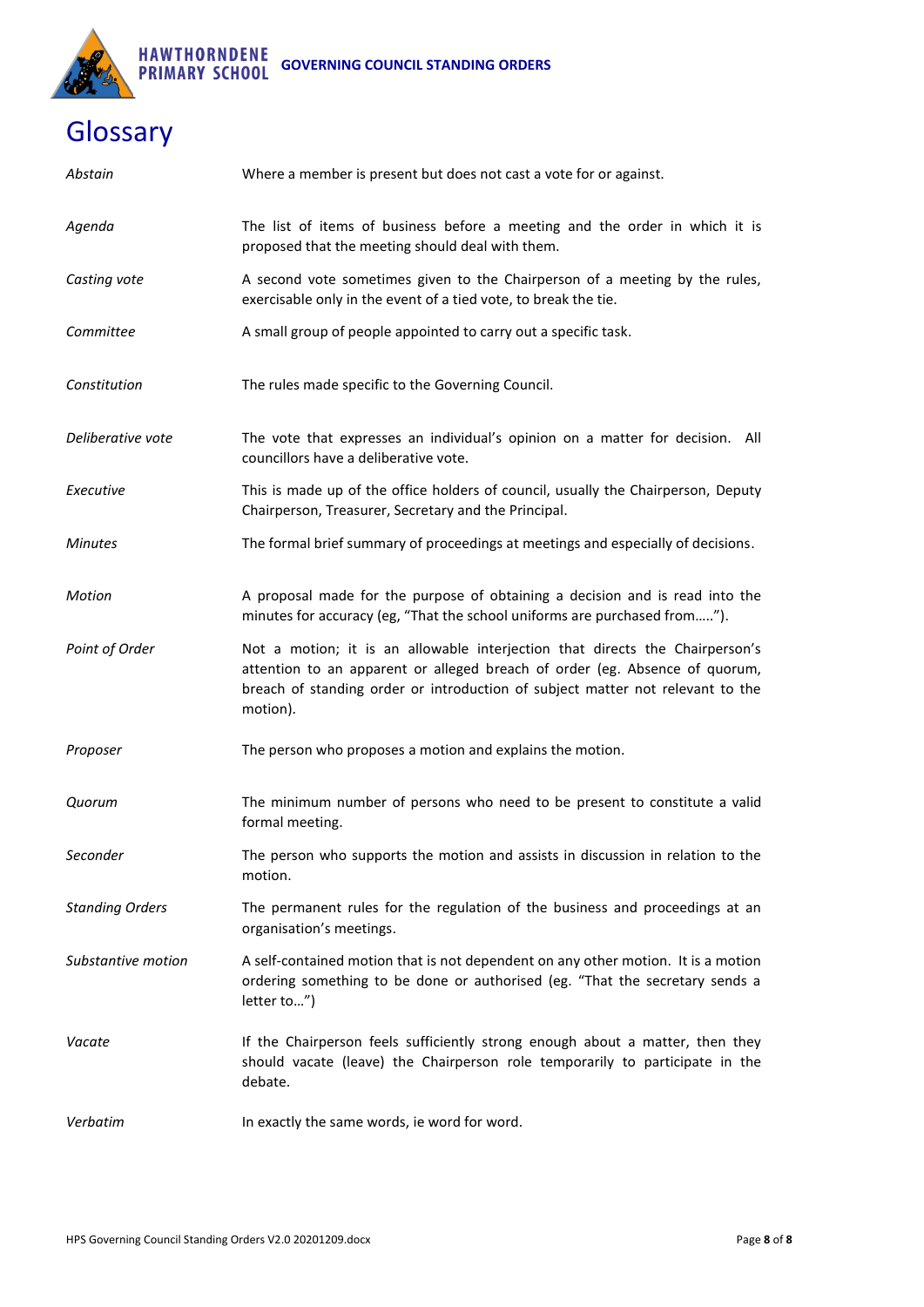# Glossary

| | |
|---|---|
| *Abstain* | Where a member is present but does not cast a vote for or against. |
| *Agenda* | The list of items of business before a meeting and the order in which it is proposed that the meeting should deal with them. |
| *Casting vote* | A second vote sometimes given to the Chairperson of a meeting by the rules, exercisable only in the event of a tied vote, to break the tie. |
| *Committee* | A small group of people appointed to carry out a specific task. |
| *Constitution* | The rules made specific to the Governing Council. |
| *Deliberative vote* | The vote that expresses an individual's opinion on a matter for decision. All councillors have a deliberative vote. |
| *Executive* | This is made up of the office holders of council, usually the Chairperson, Deputy Chairperson, Treasurer, Secretary and the Principal. |
| *Minutes* | The formal brief summary of proceedings at meetings and especially of decisions. |
| *Motion* | A proposal made for the purpose of obtaining a decision and is read into the minutes for accuracy (eg, "That the school uniforms are purchased from….."). |
| *Point of Order* | Not a motion; it is an allowable interjection that directs the Chairperson's attention to an apparent or alleged breach of order (eg. Absence of quorum, breach of standing order or introduction of subject matter not relevant to the motion). |
| *Proposer* | The person who proposes a motion and explains the motion. |
| *Quorum* | The minimum number of persons who need to be present to constitute a valid formal meeting. |
| *Seconder* | The person who supports the motion and assists in discussion in relation to the motion. |
| *Standing Orders* | The permanent rules for the regulation of the business and proceedings at an organisation's meetings. |
| *Substantive motion* | A self-contained motion that is not dependent on any other motion. It is a motion ordering something to be done or authorised (eg. "That the secretary sends a letter to…") |
| *Vacate* | If the Chairperson feels sufficiently strong enough about a matter, then they should vacate (leave) the Chairperson role temporarily to participate in the debate. |
| *Verbatim* | In exactly the same words, ie word for word. |